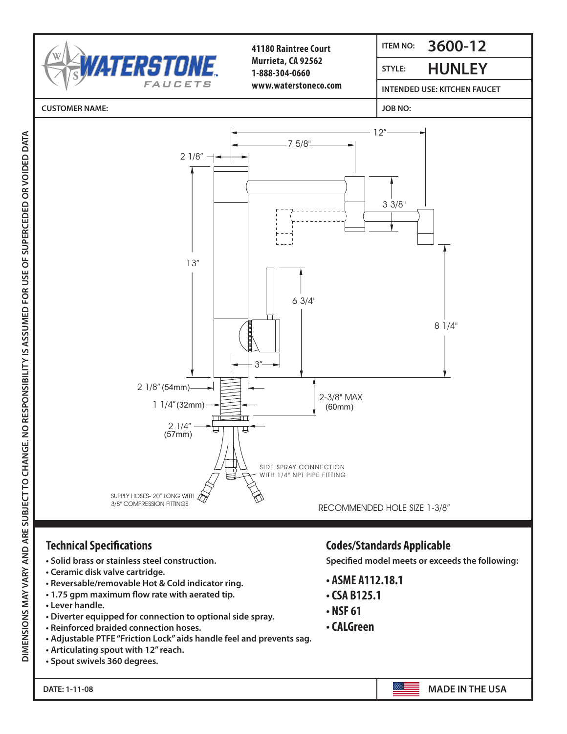WATERSTONE FAUCETS

41180 Raintree Court
Murrieta, CA 92562
1-888-304-0660
www.waterstoneco.com

| | |
|---|---|
| ITEM NO: | 3600-12 |
| STYLE: | HUNLEY |
| INTENDED USE: KITCHEN FAUCET | |

CUSTOMER NAME:

JOB NO:

12"
7 5/8"
2 1/8"
3 3/8"
13"
6 3/4"
8 1/4"
3"
2 1/8" (54mm)
1 1/4" (32mm)
2-3/8" MAX (60mm)
2 1/4" (57mm)

SIDE SPRAY CONNECTION WITH 1/4" NPT PIPE FITTING

SUPPLY HOSES- 20" LONG WITH 3/8" COMPRESSION FITTINGS

RECOMMENDED HOLE SIZE 1-3/8"

DIMENSIONS MAY VARY AND ARE SUBJECT TO CHANGE. NO RESPONSIBILITY IS ASSUMED FOR USE OF SUPERCEDED OR VOIDED DATA

## Technical Specifications

- Solid brass or stainless steel construction.
- Ceramic disk valve cartridge.
- Reversable/removable Hot & Cold indicator ring.
- 1.75 gpm maximum flow rate with aerated tip.
- Lever handle.
- Diverter equipped for connection to optional side spray.
- Reinforced braided connection hoses.
- Adjustable PTFE "Friction Lock" aids handle feel and prevents sag.
- Articulating spout with 12" reach.
- Spout swivels 360 degrees.

## Codes/Standards Applicable

Specified model meets or exceeds the following:

- ASME A112.18.1
- CSA B125.1
- NSF 61
- CALGreen

DATE: 1-11-08

MADE IN THE USA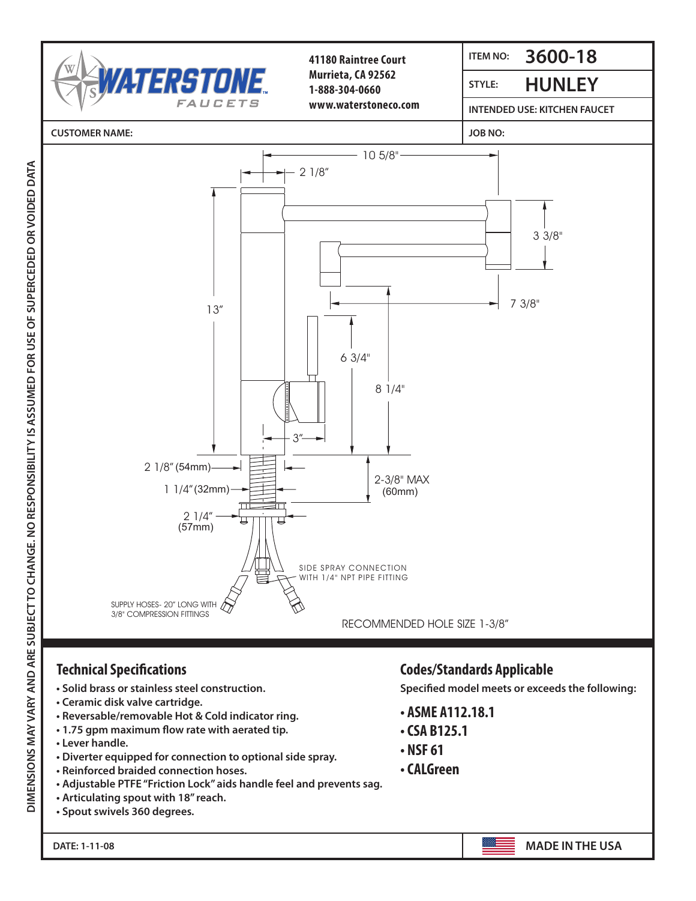**WATERSTONE FAUCETS**

41180 Raintree Court
Murrieta, CA 92562
1-888-304-0660
www.waterstoneco.com

| | |
|---|---|
| ITEM NO: | 3600-18 |
| STYLE: | HUNLEY |
| INTENDED USE: KITCHEN FAUCET | |

CUSTOMER NAME:

JOB NO:

10 5/8"
2 1/8"
3 3/8"
13"
7 3/8"
6 3/4"
8 1/4"
3"
2 1/8" (54mm)
1 1/4" (32mm)
2-3/8" MAX (60mm)
2 1/4" (57mm)
SIDE SPRAY CONNECTION WITH 1/4" NPT PIPE FITTING
SUPPLY HOSES- 20" LONG WITH 3/8" COMPRESSION FITTINGS
RECOMMENDED HOLE SIZE 1-3/8"

DIMENSIONS MAY VARY AND ARE SUBJECT TO CHANGE. NO RESPONSIBILITY IS ASSUMED FOR USE OF SUPERCEDED OR VOIDED DATA

## Technical Specifications

- Solid brass or stainless steel construction.
- Ceramic disk valve cartridge.
- Reversable/removable Hot & Cold indicator ring.
- 1.75 gpm maximum flow rate with aerated tip.
- Lever handle.
- Diverter equipped for connection to optional side spray.
- Reinforced braided connection hoses.
- Adjustable PTFE "Friction Lock" aids handle feel and prevents sag.
- Articulating spout with 18" reach.
- Spout swivels 360 degrees.

## Codes/Standards Applicable

Specified model meets or exceeds the following:

- **ASME A112.18.1**
- **CSA B125.1**
- **NSF 61**
- **CALGreen**

DATE: 1-11-08

MADE IN THE USA